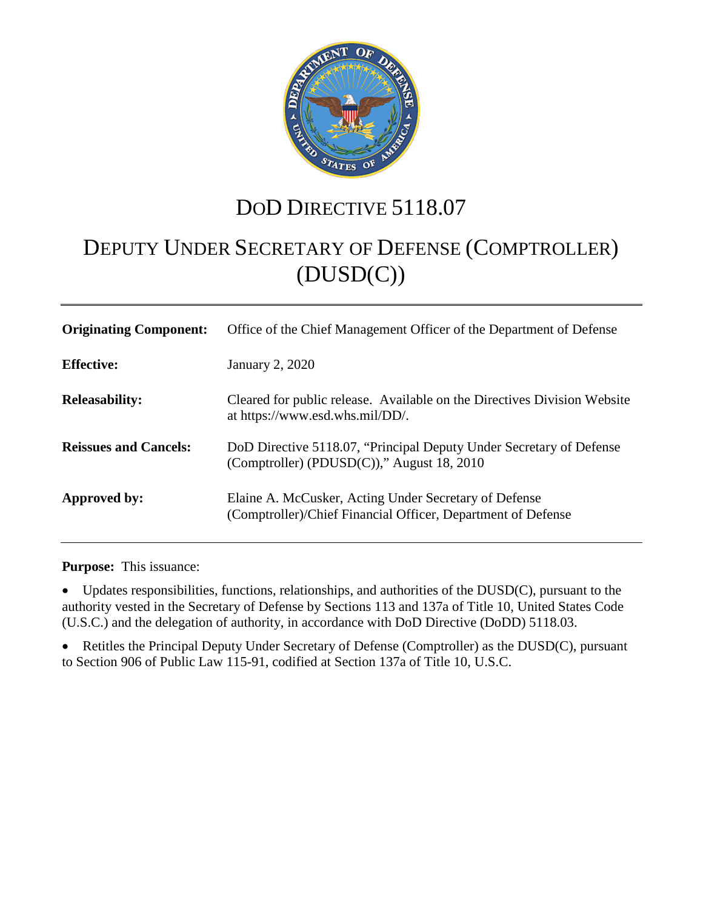# DoD DIRECTIVE 5118.07

# DEPUTY UNDER SECRETARY OF DEFENSE (COMPTROLLER) (DUSD(C))

| | |
|---|---|
| **Originating Component:** | Office of the Chief Management Officer of the Department of Defense |
| **Effective:** | January 2, 2020 |
| **Releasability:** | Cleared for public release. Available on the Directives Division Website at https://www.esd.whs.mil/DD/. |
| **Reissues and Cancels:** | DoD Directive 5118.07, "Principal Deputy Under Secretary of Defense (Comptroller) (PDUSD(C))," August 18, 2010 |
| **Approved by:** | Elaine A. McCusker, Acting Under Secretary of Defense (Comptroller)/Chief Financial Officer, Department of Defense |

**Purpose:** This issuance:

- Updates responsibilities, functions, relationships, and authorities of the DUSD(C), pursuant to the authority vested in the Secretary of Defense by Sections 113 and 137a of Title 10, United States Code (U.S.C.) and the delegation of authority, in accordance with DoD Directive (DoDD) 5118.03.
- Retitles the Principal Deputy Under Secretary of Defense (Comptroller) as the DUSD(C), pursuant to Section 906 of Public Law 115-91, codified at Section 137a of Title 10, U.S.C.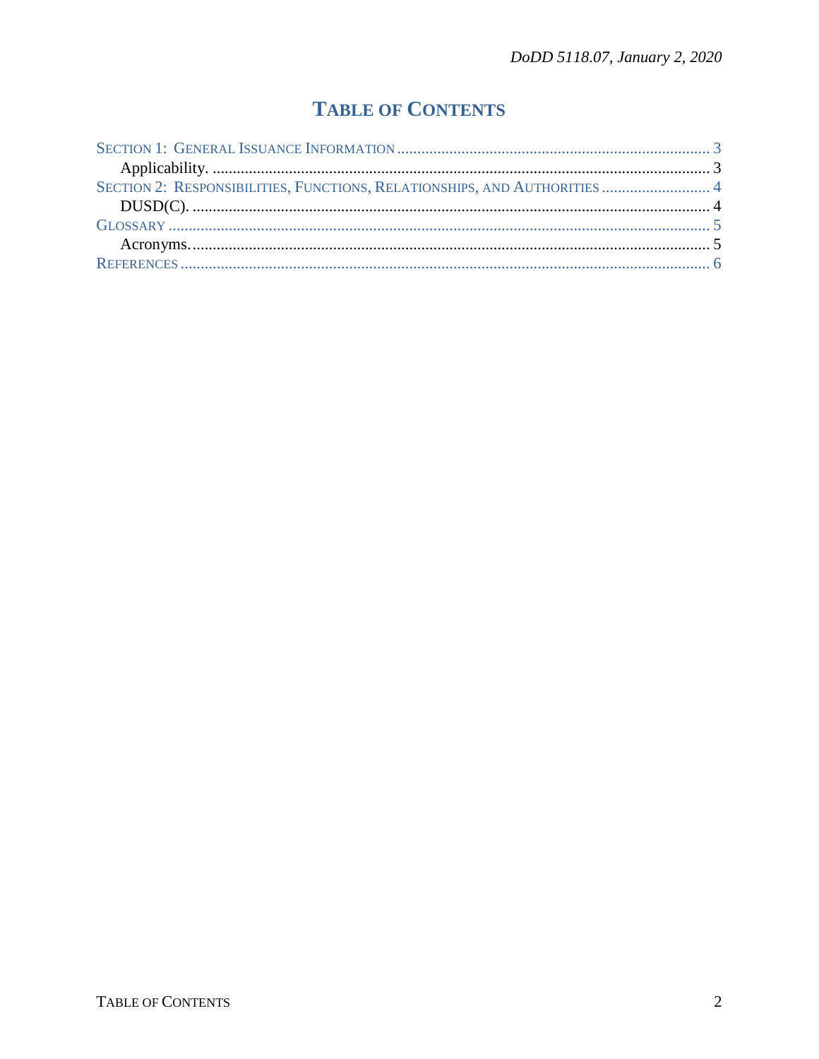# TABLE OF CONTENTS

SECTION 1: GENERAL ISSUANCE INFORMATION ..... 3
    Applicability. ..... 3
SECTION 2: RESPONSIBILITIES, FUNCTIONS, RELATIONSHIPS, AND AUTHORITIES ..... 4
    DUSD(C). ..... 4
GLOSSARY ..... 5
    Acronyms. ..... 5
REFERENCES ..... 6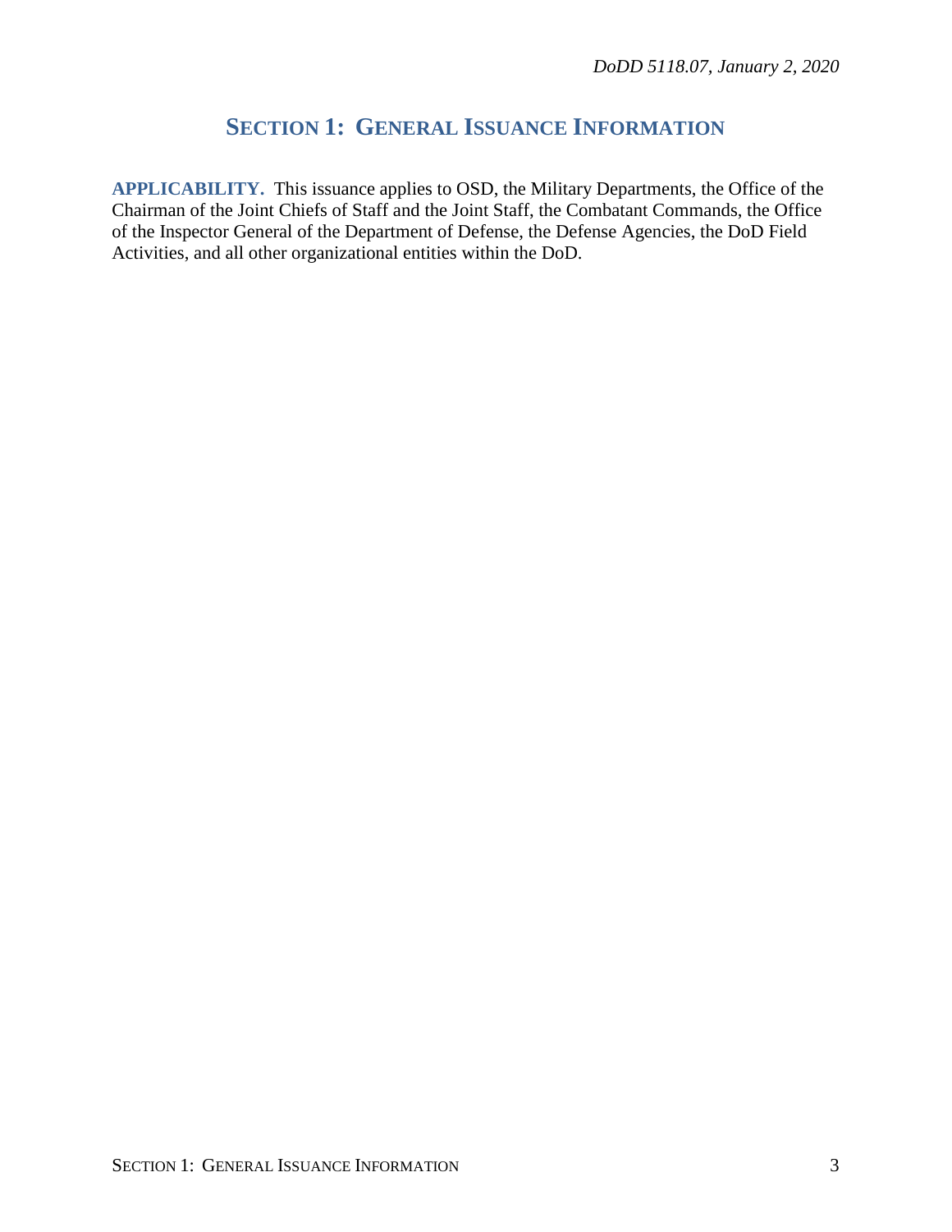# SECTION 1: GENERAL ISSUANCE INFORMATION

**APPLICABILITY.** This issuance applies to OSD, the Military Departments, the Office of the Chairman of the Joint Chiefs of Staff and the Joint Staff, the Combatant Commands, the Office of the Inspector General of the Department of Defense, the Defense Agencies, the DoD Field Activities, and all other organizational entities within the DoD.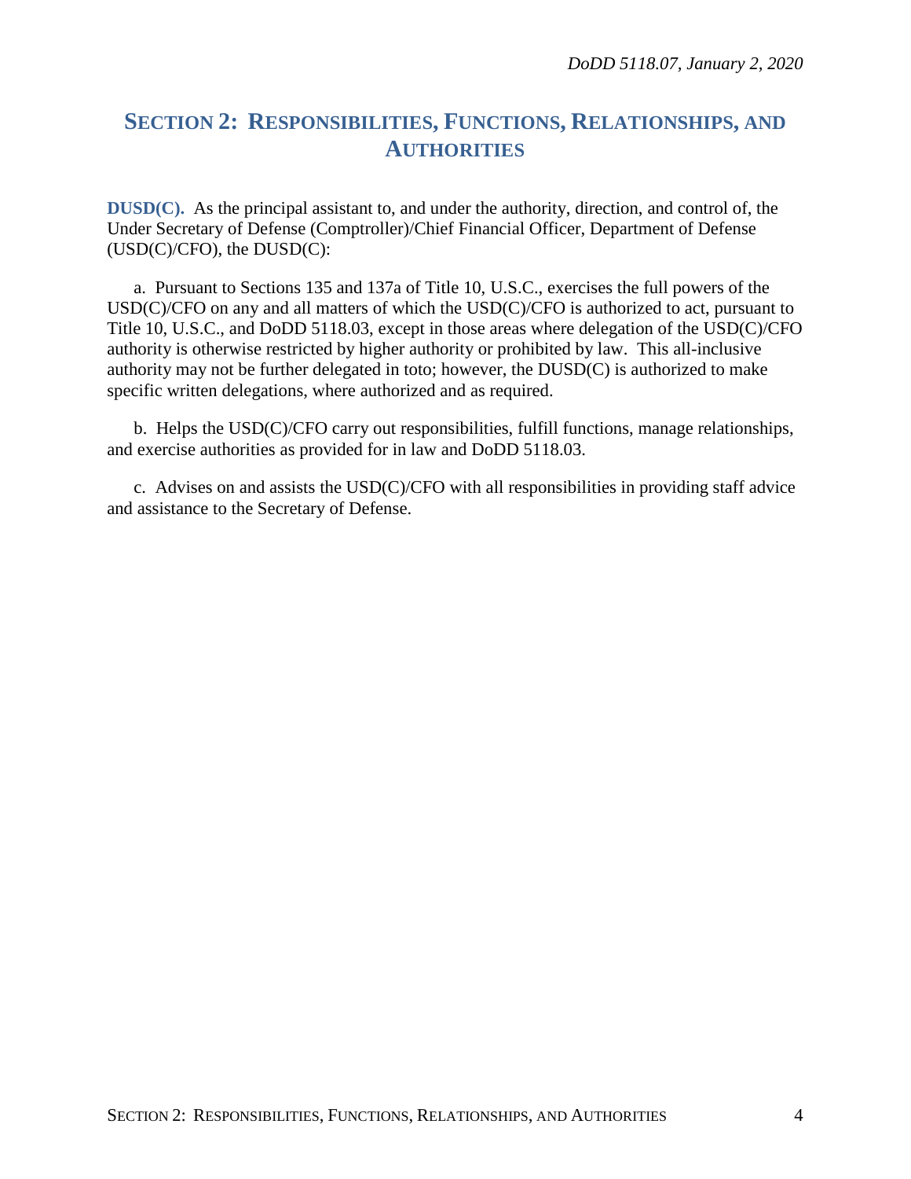# SECTION 2: RESPONSIBILITIES, FUNCTIONS, RELATIONSHIPS, AND AUTHORITIES

**DUSD(C).** As the principal assistant to, and under the authority, direction, and control of, the Under Secretary of Defense (Comptroller)/Chief Financial Officer, Department of Defense (USD(C)/CFO), the DUSD(C):

a. Pursuant to Sections 135 and 137a of Title 10, U.S.C., exercises the full powers of the USD(C)/CFO on any and all matters of which the USD(C)/CFO is authorized to act, pursuant to Title 10, U.S.C., and DoDD 5118.03, except in those areas where delegation of the USD(C)/CFO authority is otherwise restricted by higher authority or prohibited by law. This all-inclusive authority may not be further delegated in toto; however, the DUSD(C) is authorized to make specific written delegations, where authorized and as required.

b. Helps the USD(C)/CFO carry out responsibilities, fulfill functions, manage relationships, and exercise authorities as provided for in law and DoDD 5118.03.

c. Advises on and assists the USD(C)/CFO with all responsibilities in providing staff advice and assistance to the Secretary of Defense.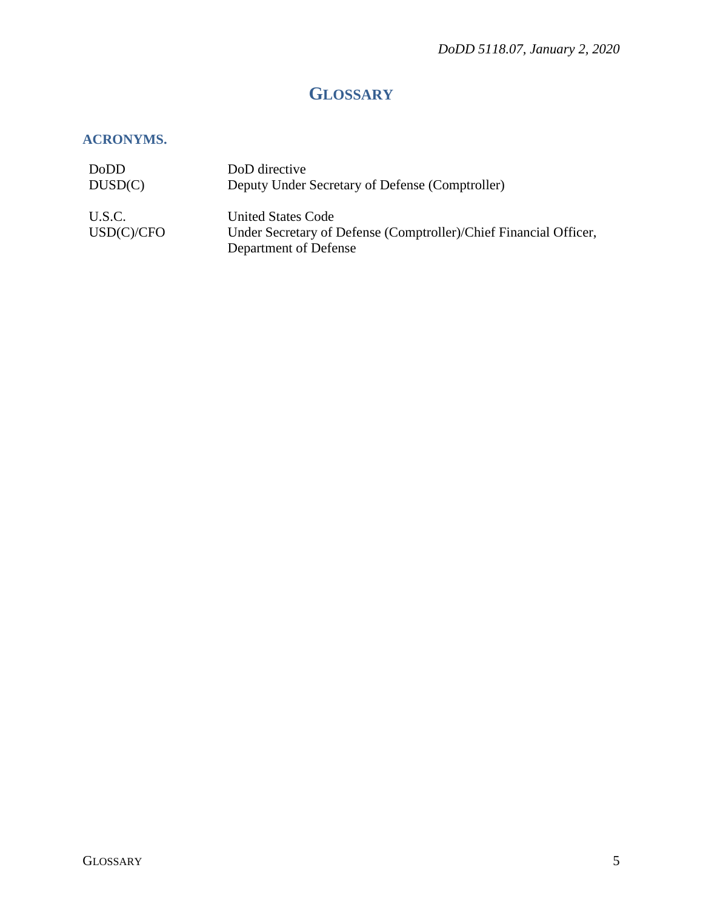# GLOSSARY

## ACRONYMS.

| | |
|---|---|
| DoDD | DoD directive |
| DUSD(C) | Deputy Under Secretary of Defense (Comptroller) |
| U.S.C. | United States Code |
| USD(C)/CFO | Under Secretary of Defense (Comptroller)/Chief Financial Officer, Department of Defense |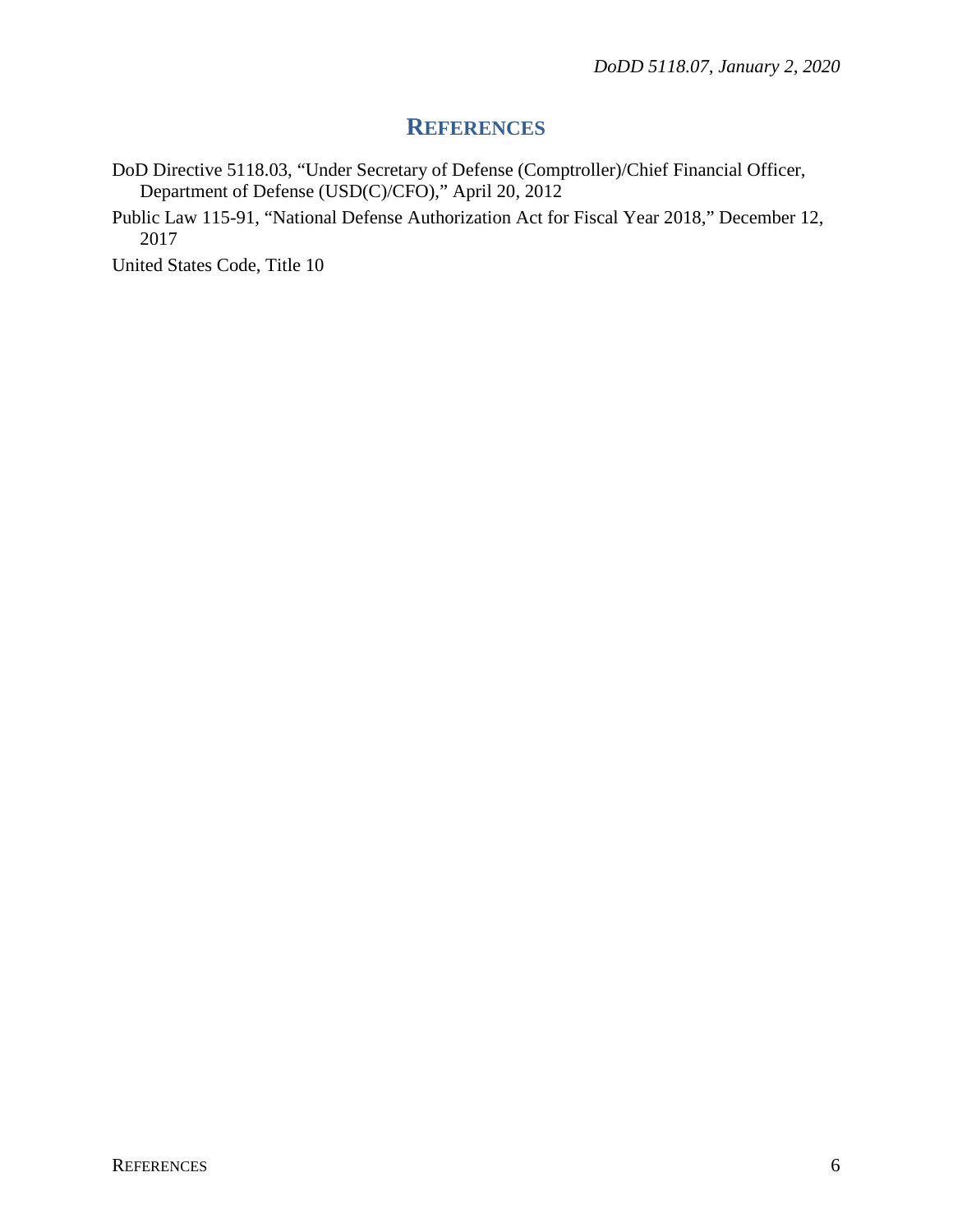# REFERENCES

DoD Directive 5118.03, "Under Secretary of Defense (Comptroller)/Chief Financial Officer, Department of Defense (USD(C)/CFO)," April 20, 2012

Public Law 115-91, "National Defense Authorization Act for Fiscal Year 2018," December 12, 2017

United States Code, Title 10